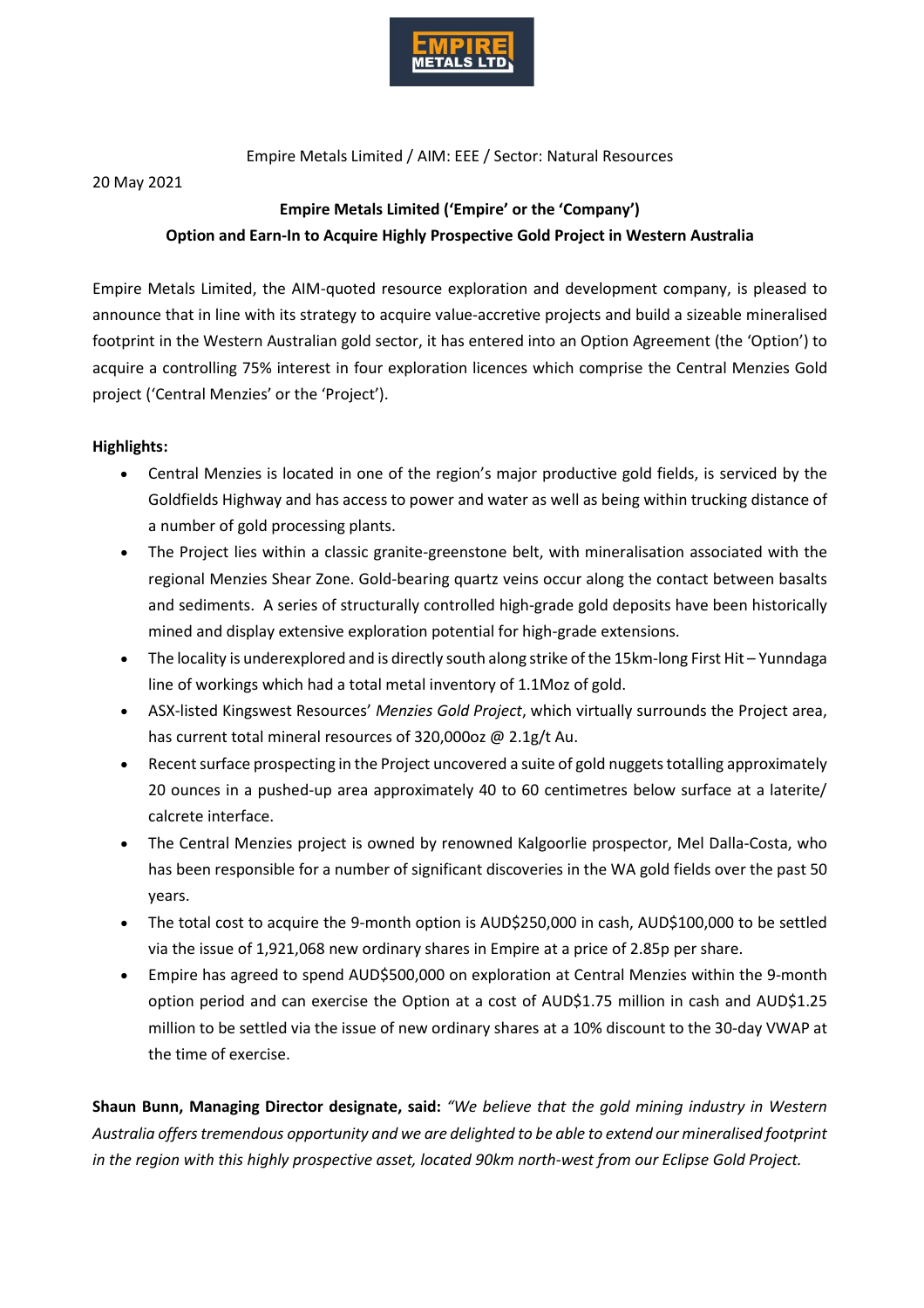Empire Metals Limited / AIM: EEE / Sector: Natural Resources

20 May 2021

**Empire Metals Limited ('Empire' or the 'Company')**
**Option and Earn-In to Acquire Highly Prospective Gold Project in Western Australia**

Empire Metals Limited, the AIM-quoted resource exploration and development company, is pleased to announce that in line with its strategy to acquire value-accretive projects and build a sizeable mineralised footprint in the Western Australian gold sector, it has entered into an Option Agreement (the 'Option') to acquire a controlling 75% interest in four exploration licences which comprise the Central Menzies Gold project ('Central Menzies' or the 'Project').

**Highlights:**

- Central Menzies is located in one of the region's major productive gold fields, is serviced by the Goldfields Highway and has access to power and water as well as being within trucking distance of a number of gold processing plants.
- The Project lies within a classic granite-greenstone belt, with mineralisation associated with the regional Menzies Shear Zone. Gold-bearing quartz veins occur along the contact between basalts and sediments. A series of structurally controlled high-grade gold deposits have been historically mined and display extensive exploration potential for high-grade extensions.
- The locality is underexplored and is directly south along strike of the 15km-long First Hit – Yunndaga line of workings which had a total metal inventory of 1.1Moz of gold.
- ASX-listed Kingswest Resources' *Menzies Gold Project*, which virtually surrounds the Project area, has current total mineral resources of 320,000oz @ 2.1g/t Au.
- Recent surface prospecting in the Project uncovered a suite of gold nuggets totalling approximately 20 ounces in a pushed-up area approximately 40 to 60 centimetres below surface at a laterite/ calcrete interface.
- The Central Menzies project is owned by renowned Kalgoorlie prospector, Mel Dalla-Costa, who has been responsible for a number of significant discoveries in the WA gold fields over the past 50 years.
- The total cost to acquire the 9-month option is AUD$250,000 in cash, AUD$100,000 to be settled via the issue of 1,921,068 new ordinary shares in Empire at a price of 2.85p per share.
- Empire has agreed to spend AUD$500,000 on exploration at Central Menzies within the 9-month option period and can exercise the Option at a cost of AUD$1.75 million in cash and AUD$1.25 million to be settled via the issue of new ordinary shares at a 10% discount to the 30-day VWAP at the time of exercise.

**Shaun Bunn, Managing Director designate, said:** *"We believe that the gold mining industry in Western Australia offers tremendous opportunity and we are delighted to be able to extend our mineralised footprint in the region with this highly prospective asset, located 90km north-west from our Eclipse Gold Project.*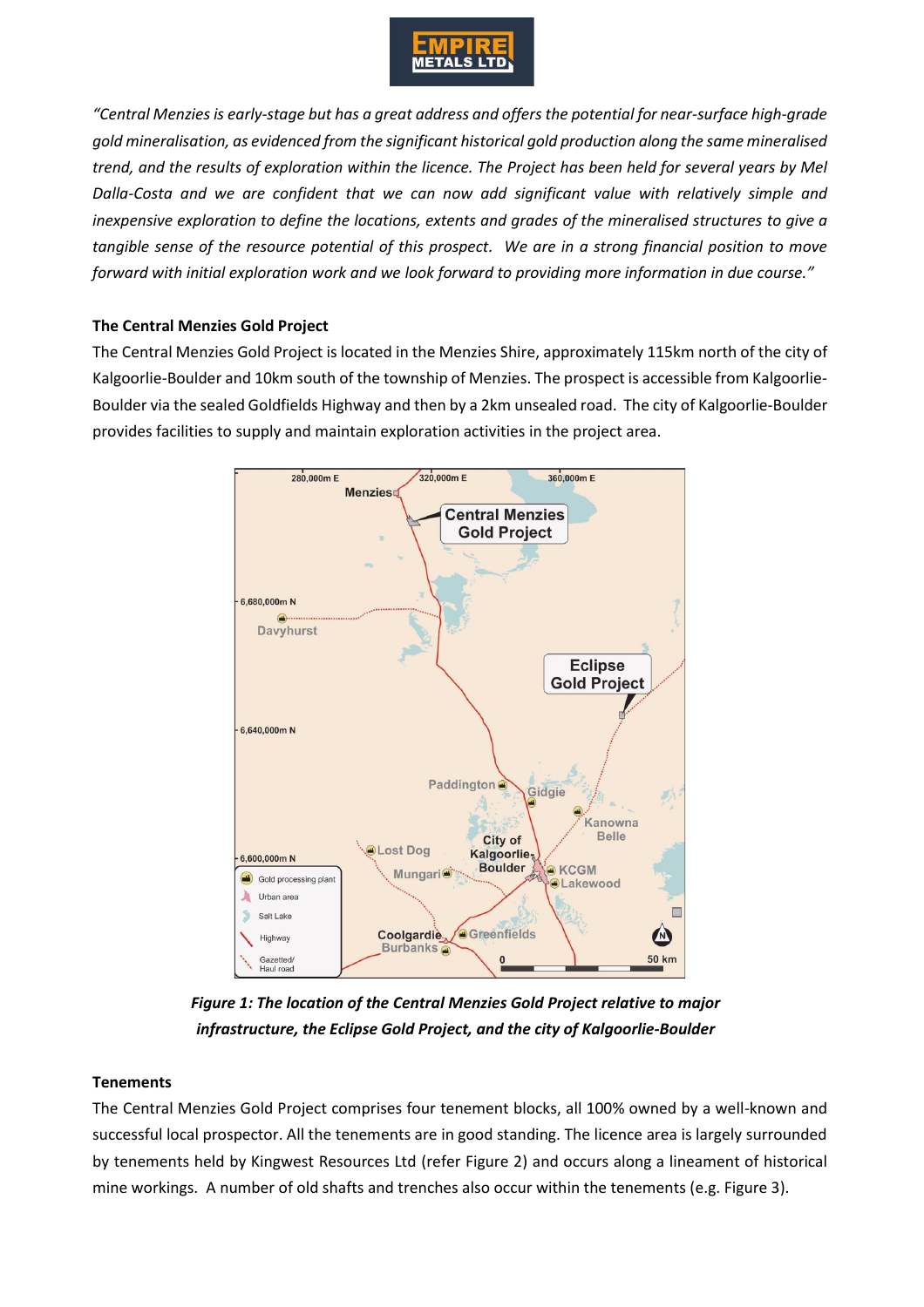*"Central Menzies is early-stage but has a great address and offers the potential for near-surface high-grade gold mineralisation, as evidenced from the significant historical gold production along the same mineralised trend, and the results of exploration within the licence. The Project has been held for several years by Mel Dalla-Costa and we are confident that we can now add significant value with relatively simple and inexpensive exploration to define the locations, extents and grades of the mineralised structures to give a tangible sense of the resource potential of this prospect. We are in a strong financial position to move forward with initial exploration work and we look forward to providing more information in due course."*

### The Central Menzies Gold Project

The Central Menzies Gold Project is located in the Menzies Shire, approximately 115km north of the city of Kalgoorlie-Boulder and 10km south of the township of Menzies. The prospect is accessible from Kalgoorlie-Boulder via the sealed Goldfields Highway and then by a 2km unsealed road. The city of Kalgoorlie-Boulder provides facilities to supply and maintain exploration activities in the project area.

***Figure 1: The location of the Central Menzies Gold Project relative to major infrastructure, the Eclipse Gold Project, and the city of Kalgoorlie-Boulder***

### Tenements

The Central Menzies Gold Project comprises four tenement blocks, all 100% owned by a well-known and successful local prospector. All the tenements are in good standing. The licence area is largely surrounded by tenements held by Kingwest Resources Ltd (refer Figure 2) and occurs along a lineament of historical mine workings. A number of old shafts and trenches also occur within the tenements (e.g. Figure 3).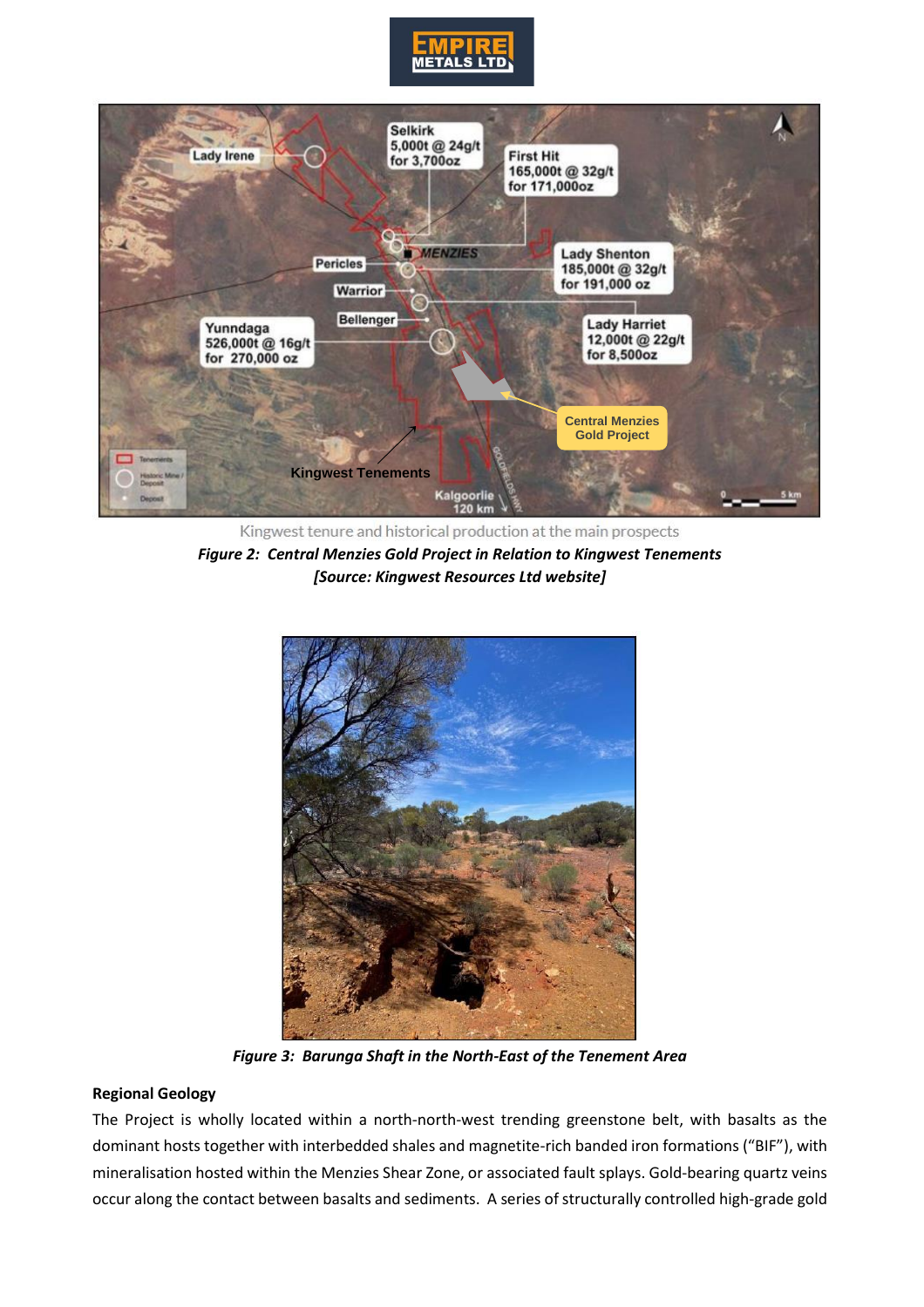Kingwest tenure and historical production at the main prospects

***Figure 2: Central Menzies Gold Project in Relation to Kingwest Tenements***
***[Source: Kingwest Resources Ltd website]***

***Figure 3: Barunga Shaft in the North-East of the Tenement Area***

**Regional Geology**

The Project is wholly located within a north-north-west trending greenstone belt, with basalts as the dominant hosts together with interbedded shales and magnetite-rich banded iron formations ("BIF"), with mineralisation hosted within the Menzies Shear Zone, or associated fault splays. Gold-bearing quartz veins occur along the contact between basalts and sediments. A series of structurally controlled high-grade gold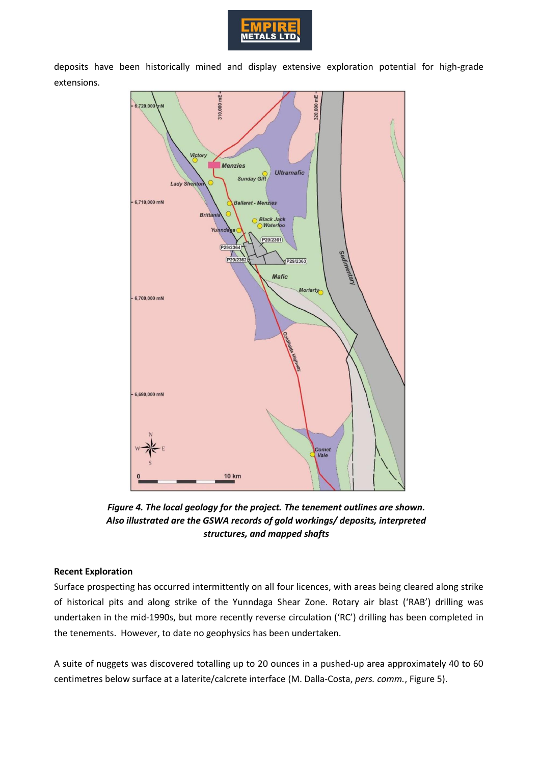deposits have been historically mined and display extensive exploration potential for high-grade extensions.

***Figure 4. The local geology for the project. The tenement outlines are shown. Also illustrated are the GSWA records of gold workings/ deposits, interpreted structures, and mapped shafts***

**Recent Exploration**

Surface prospecting has occurred intermittently on all four licences, with areas being cleared along strike of historical pits and along strike of the Yunndaga Shear Zone. Rotary air blast ('RAB') drilling was undertaken in the mid-1990s, but more recently reverse circulation ('RC') drilling has been completed in the tenements. However, to date no geophysics has been undertaken.

A suite of nuggets was discovered totalling up to 20 ounces in a pushed-up area approximately 40 to 60 centimetres below surface at a laterite/calcrete interface (M. Dalla-Costa, *pers. comm.*, Figure 5).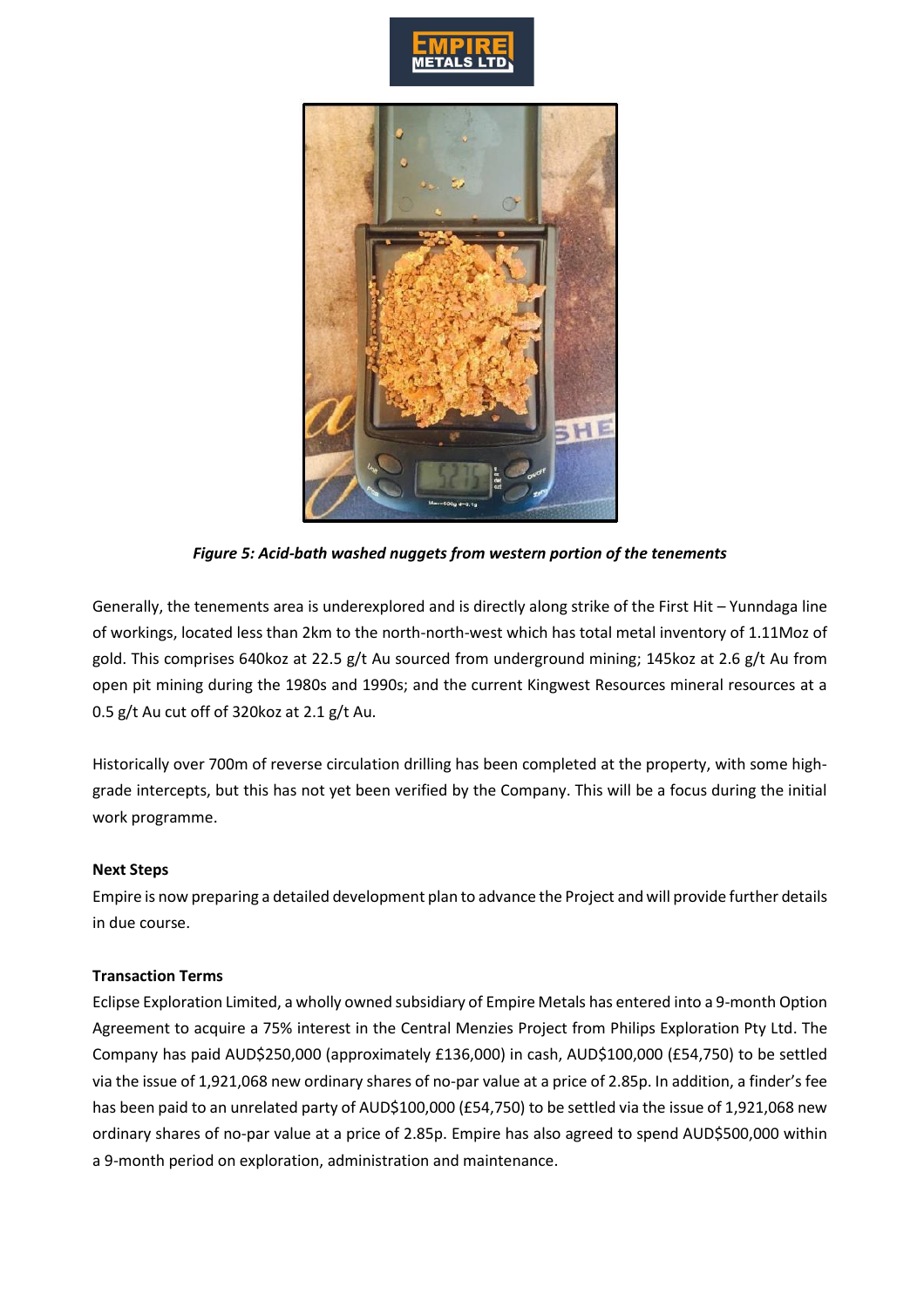*Figure 5: Acid-bath washed nuggets from western portion of the tenements*

Generally, the tenements area is underexplored and is directly along strike of the First Hit – Yunndaga line of workings, located less than 2km to the north-north-west which has total metal inventory of 1.11Moz of gold. This comprises 640koz at 22.5 g/t Au sourced from underground mining; 145koz at 2.6 g/t Au from open pit mining during the 1980s and 1990s; and the current Kingwest Resources mineral resources at a 0.5 g/t Au cut off of 320koz at 2.1 g/t Au.

Historically over 700m of reverse circulation drilling has been completed at the property, with some high-grade intercepts, but this has not yet been verified by the Company. This will be a focus during the initial work programme.

**Next Steps**

Empire is now preparing a detailed development plan to advance the Project and will provide further details in due course.

**Transaction Terms**

Eclipse Exploration Limited, a wholly owned subsidiary of Empire Metals has entered into a 9-month Option Agreement to acquire a 75% interest in the Central Menzies Project from Philips Exploration Pty Ltd. The Company has paid AUD$250,000 (approximately £136,000) in cash, AUD$100,000 (£54,750) to be settled via the issue of 1,921,068 new ordinary shares of no-par value at a price of 2.85p. In addition, a finder's fee has been paid to an unrelated party of AUD$100,000 (£54,750) to be settled via the issue of 1,921,068 new ordinary shares of no-par value at a price of 2.85p. Empire has also agreed to spend AUD$500,000 within a 9-month period on exploration, administration and maintenance.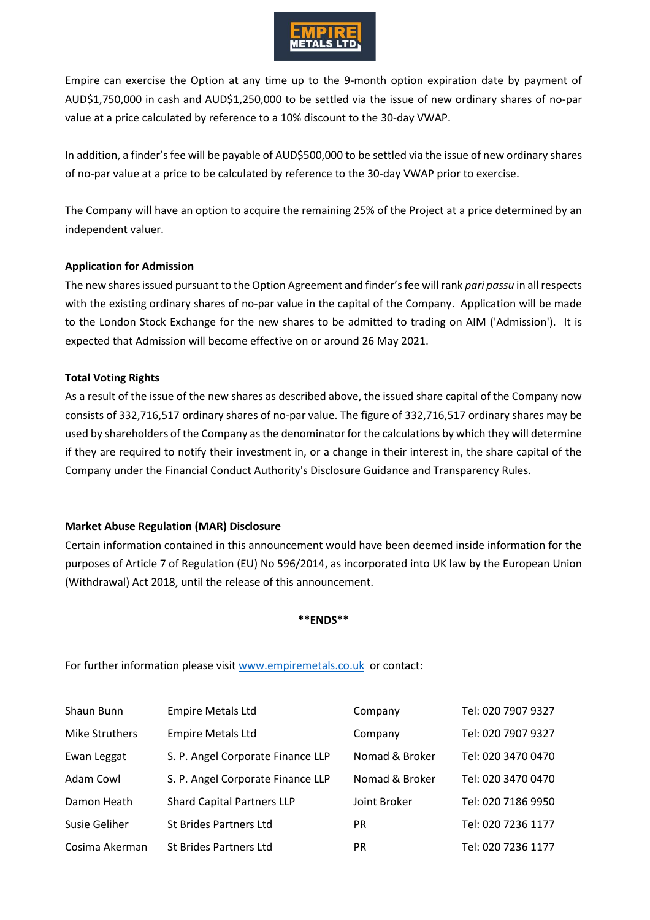Empire can exercise the Option at any time up to the 9-month option expiration date by payment of AUD$1,750,000 in cash and AUD$1,250,000 to be settled via the issue of new ordinary shares of no-par value at a price calculated by reference to a 10% discount to the 30-day VWAP.

In addition, a finder's fee will be payable of AUD$500,000 to be settled via the issue of new ordinary shares of no-par value at a price to be calculated by reference to the 30-day VWAP prior to exercise.

The Company will have an option to acquire the remaining 25% of the Project at a price determined by an independent valuer.

**Application for Admission**

The new shares issued pursuant to the Option Agreement and finder's fee will rank *pari passu* in all respects with the existing ordinary shares of no-par value in the capital of the Company. Application will be made to the London Stock Exchange for the new shares to be admitted to trading on AIM ('Admission'). It is expected that Admission will become effective on or around 26 May 2021.

**Total Voting Rights**

As a result of the issue of the new shares as described above, the issued share capital of the Company now consists of 332,716,517 ordinary shares of no-par value. The figure of 332,716,517 ordinary shares may be used by shareholders of the Company as the denominator for the calculations by which they will determine if they are required to notify their investment in, or a change in their interest in, the share capital of the Company under the Financial Conduct Authority's Disclosure Guidance and Transparency Rules.

**Market Abuse Regulation (MAR) Disclosure**

Certain information contained in this announcement would have been deemed inside information for the purposes of Article 7 of Regulation (EU) No 596/2014, as incorporated into UK law by the European Union (Withdrawal) Act 2018, until the release of this announcement.

**\*\*ENDS\*\***

For further information please visit [www.empiremetals.co.uk](www.empiremetals.co.uk) or contact:

| | | | |
|---|---|---|---|
| Shaun Bunn | Empire Metals Ltd | Company | Tel: 020 7907 9327 |
| Mike Struthers | Empire Metals Ltd | Company | Tel: 020 7907 9327 |
| Ewan Leggat | S. P. Angel Corporate Finance LLP | Nomad & Broker | Tel: 020 3470 0470 |
| Adam Cowl | S. P. Angel Corporate Finance LLP | Nomad & Broker | Tel: 020 3470 0470 |
| Damon Heath | Shard Capital Partners LLP | Joint Broker | Tel: 020 7186 9950 |
| Susie Geliher | St Brides Partners Ltd | PR | Tel: 020 7236 1177 |
| Cosima Akerman | St Brides Partners Ltd | PR | Tel: 020 7236 1177 |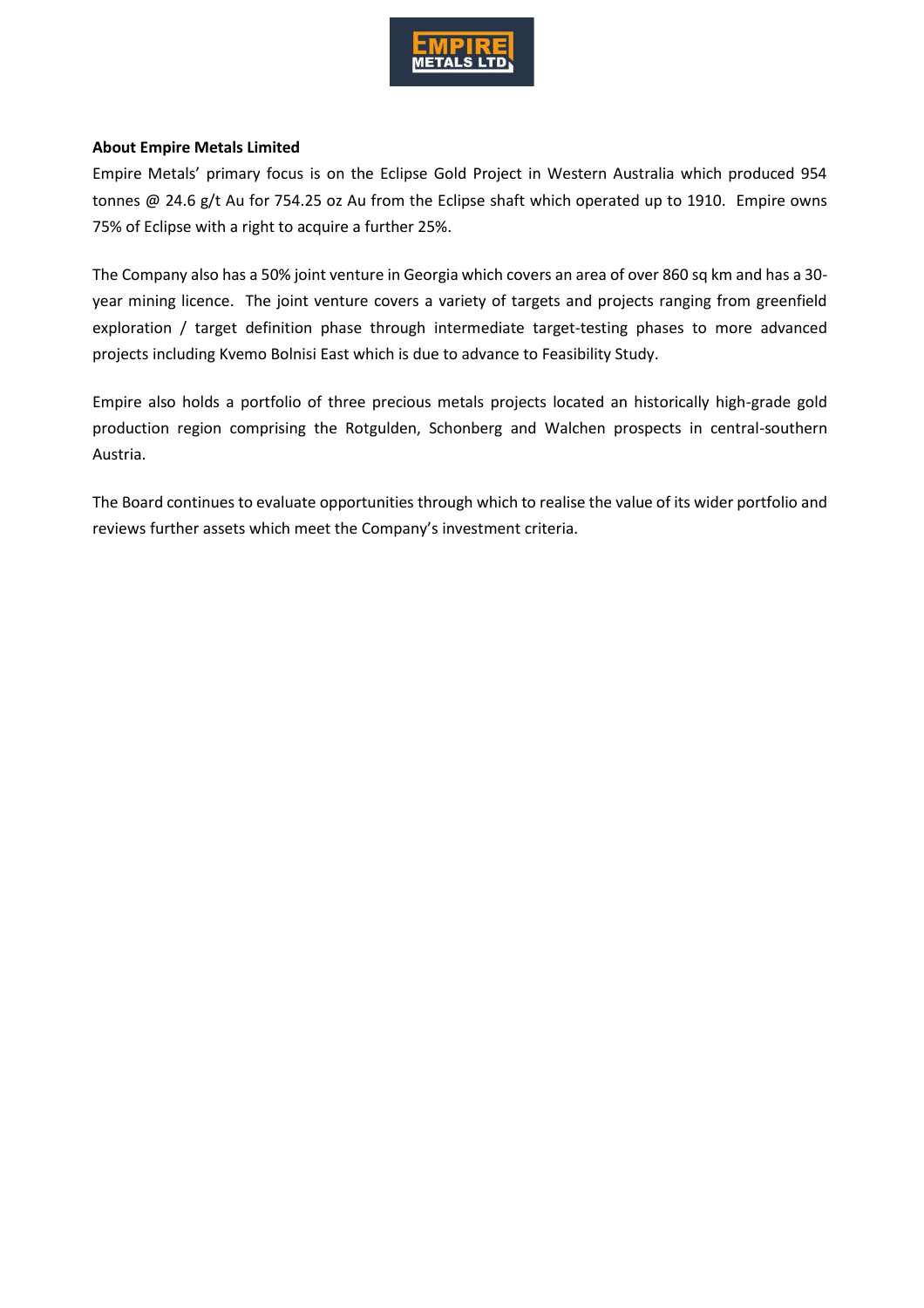**About Empire Metals Limited**

Empire Metals' primary focus is on the Eclipse Gold Project in Western Australia which produced 954 tonnes @ 24.6 g/t Au for 754.25 oz Au from the Eclipse shaft which operated up to 1910. Empire owns 75% of Eclipse with a right to acquire a further 25%.

The Company also has a 50% joint venture in Georgia which covers an area of over 860 sq km and has a 30-year mining licence. The joint venture covers a variety of targets and projects ranging from greenfield exploration / target definition phase through intermediate target-testing phases to more advanced projects including Kvemo Bolnisi East which is due to advance to Feasibility Study.

Empire also holds a portfolio of three precious metals projects located an historically high-grade gold production region comprising the Rotgulden, Schonberg and Walchen prospects in central-southern Austria.

The Board continues to evaluate opportunities through which to realise the value of its wider portfolio and reviews further assets which meet the Company's investment criteria.